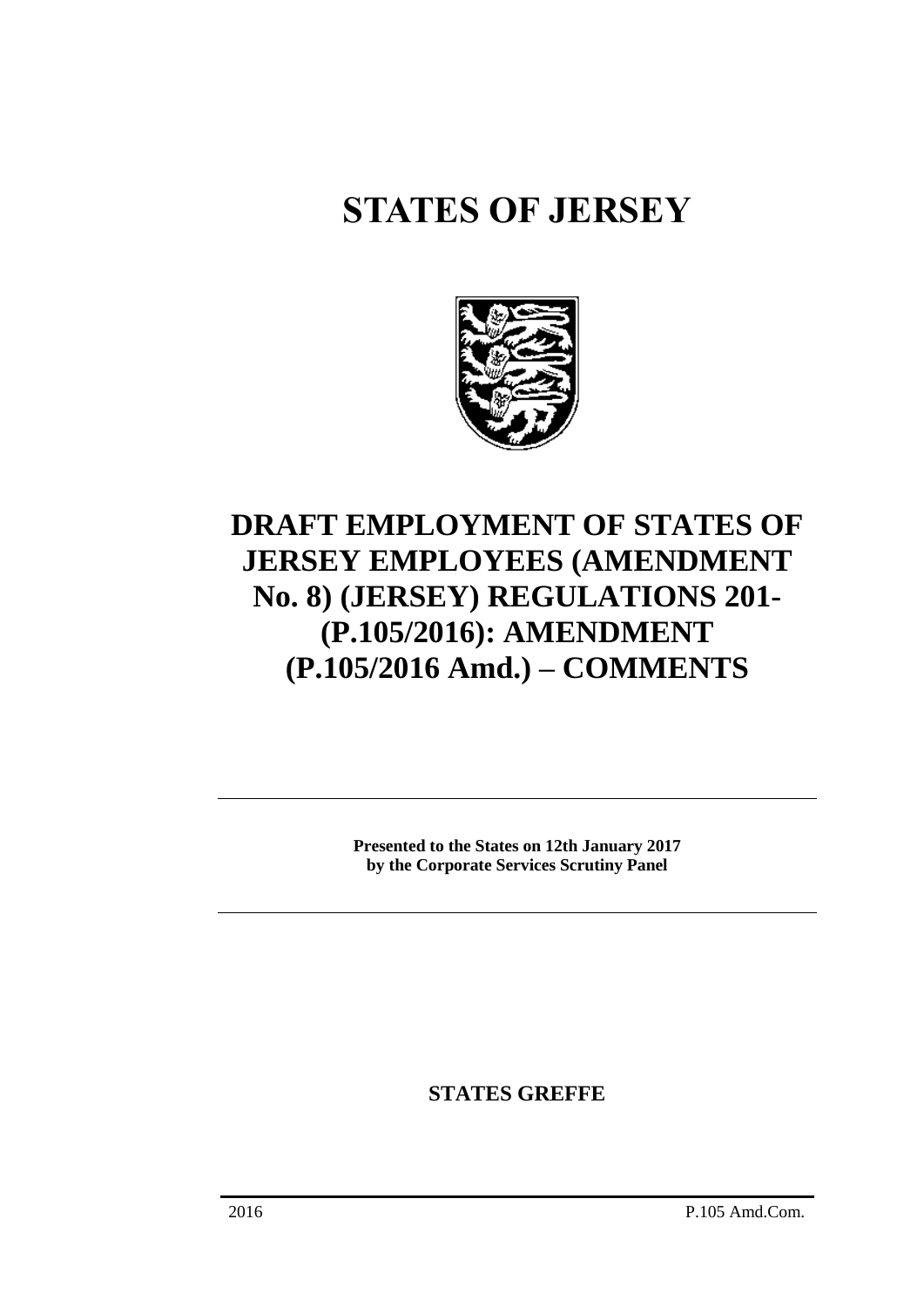# STATES OF JERSEY

## DRAFT EMPLOYMENT OF STATES OF JERSEY EMPLOYEES (AMENDMENT No. 8) (JERSEY) REGULATIONS 201- (P.105/2016): AMENDMENT (P.105/2016 Amd.) – COMMENTS

**Presented to the States on 12th January 2017 by the Corporate Services Scrutiny Panel**

**STATES GREFFE**

2016 P.105 Amd.Com.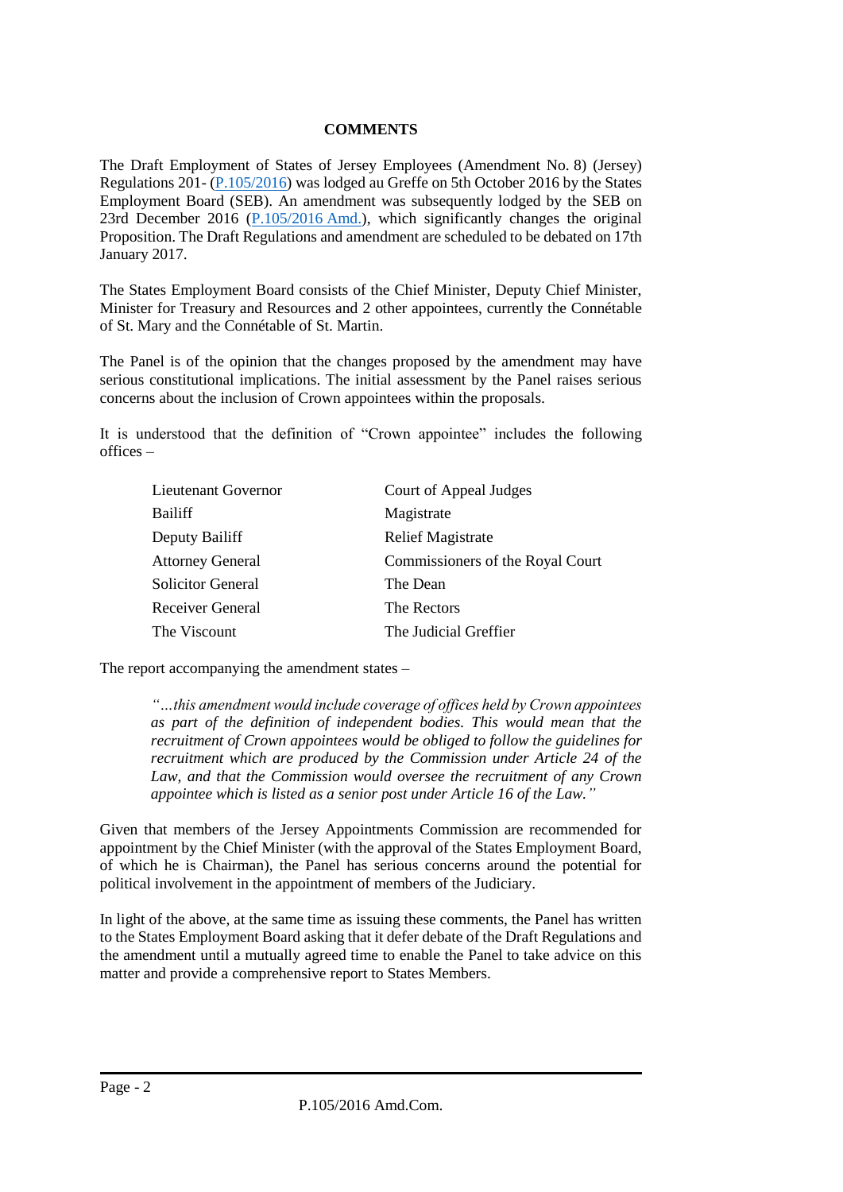## COMMENTS

The Draft Employment of States of Jersey Employees (Amendment No. 8) (Jersey) Regulations 201- (P.105/2016) was lodged au Greffe on 5th October 2016 by the States Employment Board (SEB). An amendment was subsequently lodged by the SEB on 23rd December 2016 (P.105/2016 Amd.), which significantly changes the original Proposition. The Draft Regulations and amendment are scheduled to be debated on 17th January 2017.

The States Employment Board consists of the Chief Minister, Deputy Chief Minister, Minister for Treasury and Resources and 2 other appointees, currently the Connétable of St. Mary and the Connétable of St. Martin.

The Panel is of the opinion that the changes proposed by the amendment may have serious constitutional implications. The initial assessment by the Panel raises serious concerns about the inclusion of Crown appointees within the proposals.

It is understood that the definition of "Crown appointee" includes the following offices –

| | |
|---|---|
| Lieutenant Governor | Court of Appeal Judges |
| Bailiff | Magistrate |
| Deputy Bailiff | Relief Magistrate |
| Attorney General | Commissioners of the Royal Court |
| Solicitor General | The Dean |
| Receiver General | The Rectors |
| The Viscount | The Judicial Greffier |

The report accompanying the amendment states –

> *"…this amendment would include coverage of offices held by Crown appointees as part of the definition of independent bodies. This would mean that the recruitment of Crown appointees would be obliged to follow the guidelines for recruitment which are produced by the Commission under Article 24 of the Law, and that the Commission would oversee the recruitment of any Crown appointee which is listed as a senior post under Article 16 of the Law."*

Given that members of the Jersey Appointments Commission are recommended for appointment by the Chief Minister (with the approval of the States Employment Board, of which he is Chairman), the Panel has serious concerns around the potential for political involvement in the appointment of members of the Judiciary.

In light of the above, at the same time as issuing these comments, the Panel has written to the States Employment Board asking that it defer debate of the Draft Regulations and the amendment until a mutually agreed time to enable the Panel to take advice on this matter and provide a comprehensive report to States Members.